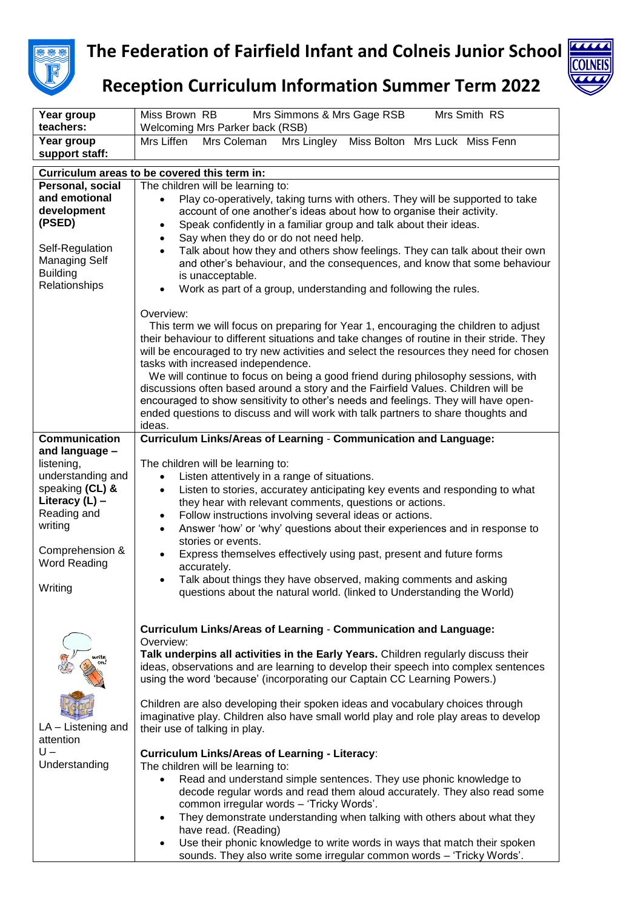# The Federation of Fairfield Infant and Colneis Junior School

## Reception Curriculum Information Summer Term 2022

| **Year group teachers:** | Miss Brown RB Mrs Simmons & Mrs Gage RSB Mrs Smith RS<br>Welcoming Mrs Parker back (RSB) |
|---|---|
| **Year group support staff:** | Mrs Liffen Mrs Coleman Mrs Lingley Miss Bolton Mrs Luck Miss Fenn |

| **Curriculum areas to be covered this term in:** | |
|---|---|
| **Personal, social and emotional development (PSED)**<br><br>Self-Regulation<br>Managing Self<br>Building Relationships | The children will be learning to:<br>• Play co-operatively, taking turns with others. They will be supported to take account of one another's ideas about how to organise their activity.<br>• Speak confidently in a familiar group and talk about their ideas.<br>• Say when they do or do not need help.<br>• Talk about how they and others show feelings. They can talk about their own and other's behaviour, and the consequences, and know that some behaviour is unacceptable.<br>• Work as part of a group, understanding and following the rules.<br><br>Overview:<br>This term we will focus on preparing for Year 1, encouraging the children to adjust their behaviour to different situations and take changes of routine in their stride. They will be encouraged to try new activities and select the resources they need for chosen tasks with increased independence.<br>We will continue to focus on being a good friend during philosophy sessions, with discussions often based around a story and the Fairfield Values. Children will be encouraged to show sensitivity to other's needs and feelings. They will have open-ended questions to discuss and will work with talk partners to share thoughts and ideas. |
| **Communication and language –** listening, understanding and speaking **(CL) & Literacy (L) –** Reading and writing<br><br>Comprehension & Word Reading<br><br>Writing<br><br>LA – Listening and attention<br>U – Understanding | **Curriculum Links/Areas of Learning** - **Communication and Language:**<br><br>The children will be learning to:<br>• Listen attentively in a range of situations.<br>• Listen to stories, accuratey anticipating key events and responding to what they hear with relevant comments, questions or actions.<br>• Follow instructions involving several ideas or actions.<br>• Answer 'how' or 'why' questions about their experiences and in response to stories or events.<br>• Express themselves effectively using past, present and future forms accurately.<br>• Talk about things they have observed, making comments and asking questions about the natural world. (linked to Understanding the World)<br><br>**Curriculum Links/Areas of Learning** - **Communication and Language:**<br>Overview:<br>**Talk underpins all activities in the Early Years.** Children regularly discuss their ideas, observations and are learning to develop their speech into complex sentences using the word 'because' (incorporating our Captain CC Learning Powers.)<br><br>Children are also developing their spoken ideas and vocabulary choices through imaginative play. Children also have small world play and role play areas to develop their use of talking in play.<br><br>**Curriculum Links/Areas of Learning - Literacy**:<br>The children will be learning to:<br>• Read and understand simple sentences. They use phonic knowledge to decode regular words and read them aloud accurately. They also read some common irregular words – 'Tricky Words'.<br>• They demonstrate understanding when talking with others about what they have read. (Reading)<br>• Use their phonic knowledge to write words in ways that match their spoken sounds. They also write some irregular common words – 'Tricky Words'. |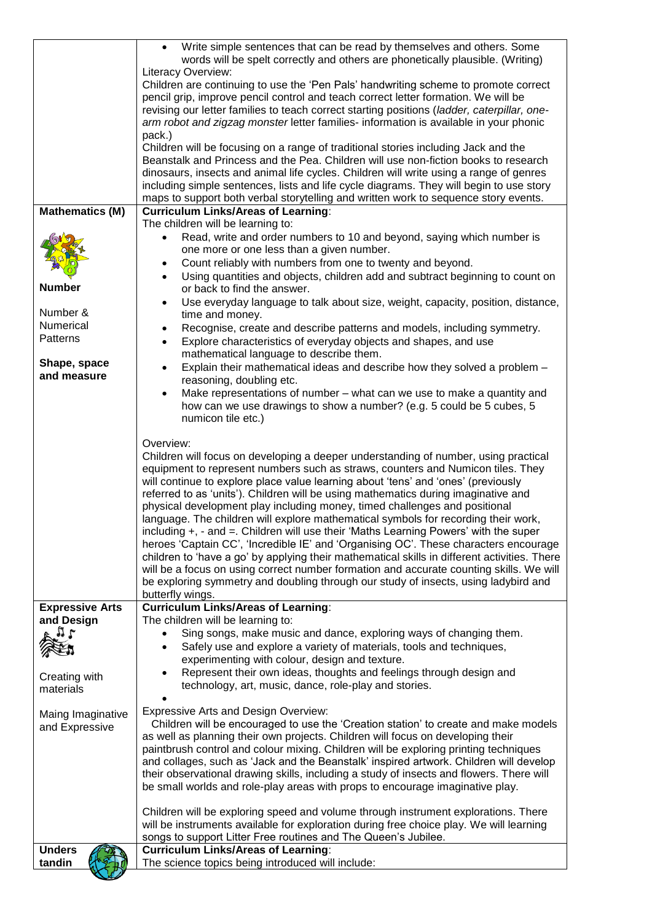| | |
|---|---|
| | • Write simple sentences that can be read by themselves and others. Some words will be spelt correctly and others are phonetically plausible. (Writing)<br><br>Literacy Overview:<br>Children are continuing to use the 'Pen Pals' handwriting scheme to promote correct pencil grip, improve pencil control and teach correct letter formation. We will be revising our letter families to teach correct starting positions (*ladder, caterpillar, one-arm robot and zigzag monster* letter families- information is available in your phonic pack.)<br>Children will be focusing on a range of traditional stories including Jack and the Beanstalk and Princess and the Pea. Children will use non-fiction books to research dinosaurs, insects and animal life cycles. Children will write using a range of genres including simple sentences, lists and life cycle diagrams. They will begin to use story maps to support both verbal storytelling and written work to sequence story events. |
| **Mathematics (M)**<br><br>**Number**<br><br>Number & Numerical Patterns<br><br>**Shape, space and measure** | **Curriculum Links/Areas of Learning**:<br>The children will be learning to:<br>• Read, write and order numbers to 10 and beyond, saying which number is one more or one less than a given number.<br>• Count reliably with numbers from one to twenty and beyond.<br>• Using quantities and objects, children add and subtract beginning to count on or back to find the answer.<br>• Use everyday language to talk about size, weight, capacity, position, distance, time and money.<br>• Recognise, create and describe patterns and models, including symmetry.<br>• Explore characteristics of everyday objects and shapes, and use mathematical language to describe them.<br>• Explain their mathematical ideas and describe how they solved a problem – reasoning, doubling etc.<br>• Make representations of number – what can we use to make a quantity and how can we use drawings to show a number? (e.g. 5 could be 5 cubes, 5 numicon tile etc.)<br><br>Overview:<br>Children will focus on developing a deeper understanding of number, using practical equipment to represent numbers such as straws, counters and Numicon tiles. They will continue to explore place value learning about 'tens' and 'ones' (previously referred to as 'units'). Children will be using mathematics during imaginative and physical development play including money, timed challenges and positional language. The children will explore mathematical symbols for recording their work, including +, - and =. Children will use their 'Maths Learning Powers' with the super heroes 'Captain CC', 'Incredible IE' and 'Organising OC'. These characters encourage children to 'have a go' by applying their mathematical skills in different activities. There will be a focus on using correct number formation and accurate counting skills. We will be exploring symmetry and doubling through our study of insects, using ladybird and butterfly wings. |
| **Expressive Arts and Design**<br><br>Creating with materials<br><br>Maing Imaginative and Expressive | **Curriculum Links/Areas of Learning**:<br>The children will be learning to:<br>• Sing songs, make music and dance, exploring ways of changing them.<br>• Safely use and explore a variety of materials, tools and techniques, experimenting with colour, design and texture.<br>• Represent their own ideas, thoughts and feelings through design and technology, art, music, dance, role-play and stories.<br>•<br><br>Expressive Arts and Design Overview:<br>Children will be encouraged to use the 'Creation station' to create and make models as well as planning their own projects. Children will focus on developing their paintbrush control and colour mixing. Children will be exploring printing techniques and collages, such as 'Jack and the Beanstalk' inspired artwork. Children will develop their observational drawing skills, including a study of insects and flowers. There will be small worlds and role-play areas with props to encourage imaginative play.<br><br>Children will be exploring speed and volume through instrument explorations. There will be instruments available for exploration during free choice play. We will learning songs to support Litter Free routines and The Queen's Jubilee. |
| **Unders tandin** | **Curriculum Links/Areas of Learning**:<br>The science topics being introduced will include: |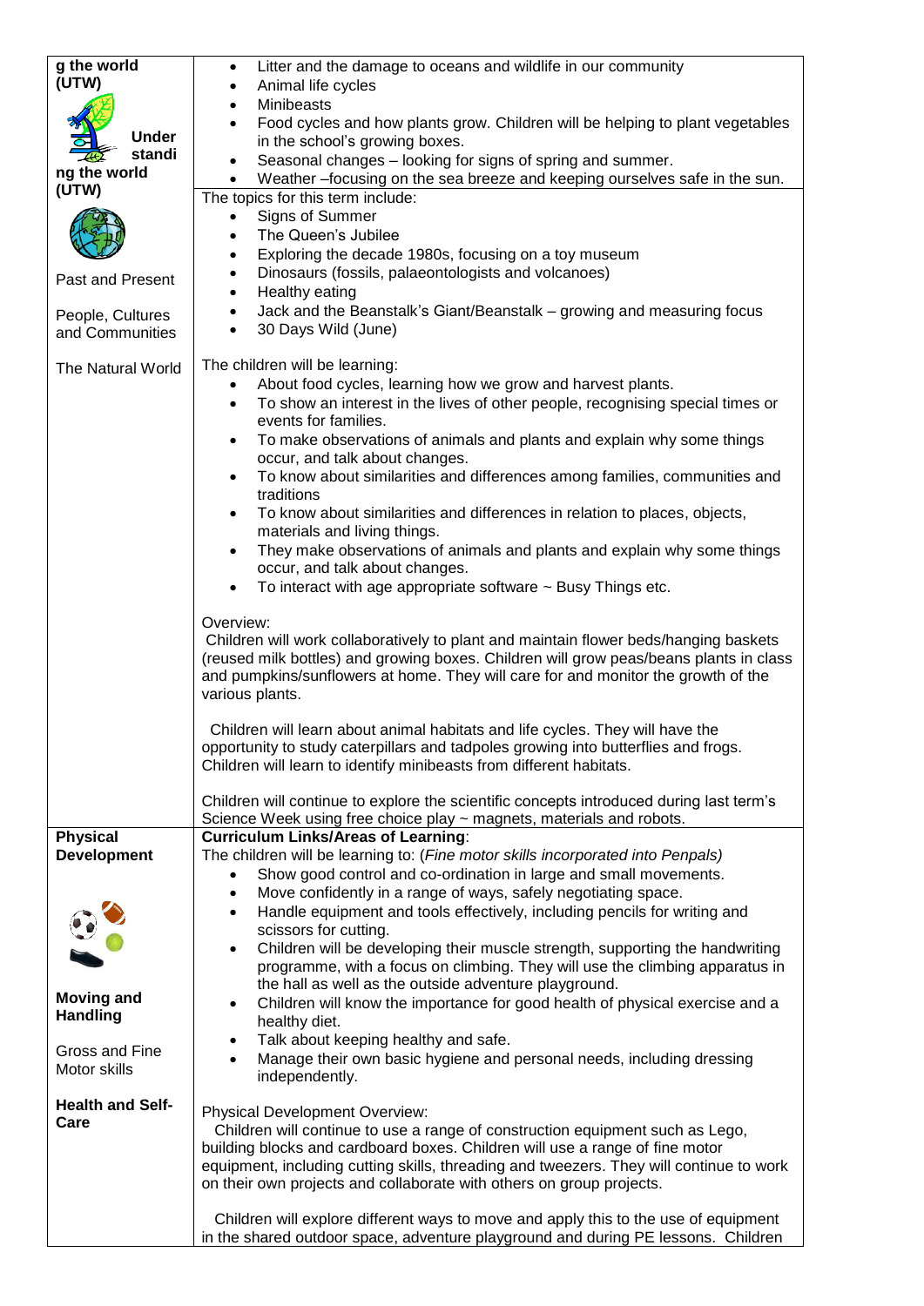| | |
|---|---|
| **g the world (UTW)**<br><br>**Understanding the world (UTW)**<br><br>Past and Present<br><br>People, Cultures and Communities<br><br>The Natural World | • Litter and the damage to oceans and wildlife in our community<br>• Animal life cycles<br>• Minibeasts<br>• Food cycles and how plants grow. Children will be helping to plant vegetables in the school's growing boxes.<br>• Seasonal changes – looking for signs of spring and summer.<br>• Weather –focusing on the sea breeze and keeping ourselves safe in the sun.<br><br>The topics for this term include:<br>• Signs of Summer<br>• The Queen's Jubilee<br>• Exploring the decade 1980s, focusing on a toy museum<br>• Dinosaurs (fossils, palaeontologists and volcanoes)<br>• Healthy eating<br>• Jack and the Beanstalk's Giant/Beanstalk – growing and measuring focus<br>• 30 Days Wild (June)<br><br>The children will be learning:<br>• About food cycles, learning how we grow and harvest plants.<br>• To show an interest in the lives of other people, recognising special times or events for families.<br>• To make observations of animals and plants and explain why some things occur, and talk about changes.<br>• To know about similarities and differences among families, communities and traditions<br>• To know about similarities and differences in relation to places, objects, materials and living things.<br>• They make observations of animals and plants and explain why some things occur, and talk about changes.<br>• To interact with age appropriate software ~ Busy Things etc.<br><br>Overview:<br>Children will work collaboratively to plant and maintain flower beds/hanging baskets (reused milk bottles) and growing boxes. Children will grow peas/beans plants in class and pumpkins/sunflowers at home. They will care for and monitor the growth of the various plants.<br><br>Children will learn about animal habitats and life cycles. They will have the opportunity to study caterpillars and tadpoles growing into butterflies and frogs. Children will learn to identify minibeasts from different habitats.<br><br>Children will continue to explore the scientific concepts introduced during last term's Science Week using free choice play ~ magnets, materials and robots. |
| **Physical Development**<br><br>**Moving and Handling**<br><br>Gross and Fine Motor skills<br><br>**Health and Self-Care** | **Curriculum Links/Areas of Learning**:<br>The children will be learning to: *(Fine motor skills incorporated into Penpals)*<br>• Show good control and co-ordination in large and small movements.<br>• Move confidently in a range of ways, safely negotiating space.<br>• Handle equipment and tools effectively, including pencils for writing and scissors for cutting.<br>• Children will be developing their muscle strength, supporting the handwriting programme, with a focus on climbing. They will use the climbing apparatus in the hall as well as the outside adventure playground.<br>• Children will know the importance for good health of physical exercise and a healthy diet.<br>• Talk about keeping healthy and safe.<br>• Manage their own basic hygiene and personal needs, including dressing independently.<br><br>Physical Development Overview:<br>Children will continue to use a range of construction equipment such as Lego, building blocks and cardboard boxes. Children will use a range of fine motor equipment, including cutting skills, threading and tweezers. They will continue to work on their own projects and collaborate with others on group projects.<br><br>Children will explore different ways to move and apply this to the use of equipment in the shared outdoor space, adventure playground and during PE lessons. Children |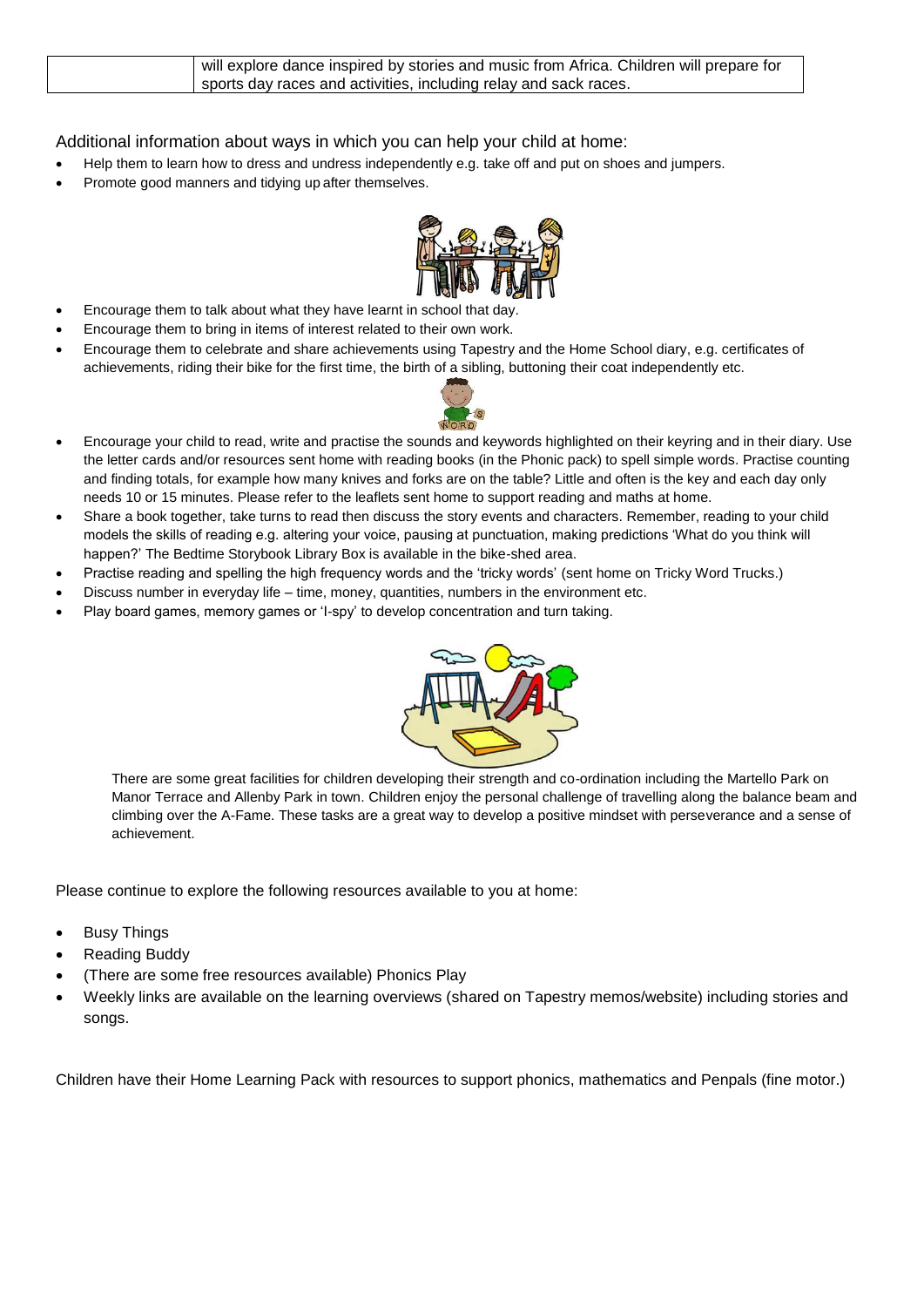| | |
|---|---|
| | will explore dance inspired by stories and music from Africa. Children will prepare for sports day races and activities, including relay and sack races. |

Additional information about ways in which you can help your child at home:

- Help them to learn how to dress and undress independently e.g. take off and put on shoes and jumpers.
- Promote good manners and tidying up after themselves.
- Encourage them to talk about what they have learnt in school that day.
- Encourage them to bring in items of interest related to their own work.
- Encourage them to celebrate and share achievements using Tapestry and the Home School diary, e.g. certificates of achievements, riding their bike for the first time, the birth of a sibling, buttoning their coat independently etc.
- Encourage your child to read, write and practise the sounds and keywords highlighted on their keyring and in their diary. Use the letter cards and/or resources sent home with reading books (in the Phonic pack) to spell simple words. Practise counting and finding totals, for example how many knives and forks are on the table? Little and often is the key and each day only needs 10 or 15 minutes. Please refer to the leaflets sent home to support reading and maths at home.
- Share a book together, take turns to read then discuss the story events and characters. Remember, reading to your child models the skills of reading e.g. altering your voice, pausing at punctuation, making predictions 'What do you think will happen?' The Bedtime Storybook Library Box is available in the bike-shed area.
- Practise reading and spelling the high frequency words and the 'tricky words' (sent home on Tricky Word Trucks.)
- Discuss number in everyday life – time, money, quantities, numbers in the environment etc.
- Play board games, memory games or 'I-spy' to develop concentration and turn taking.

There are some great facilities for children developing their strength and co-ordination including the Martello Park on Manor Terrace and Allenby Park in town. Children enjoy the personal challenge of travelling along the balance beam and climbing over the A-Fame. These tasks are a great way to develop a positive mindset with perseverance and a sense of achievement.

Please continue to explore the following resources available to you at home:

- Busy Things
- Reading Buddy
- (There are some free resources available) Phonics Play
- Weekly links are available on the learning overviews (shared on Tapestry memos/website) including stories and songs.

Children have their Home Learning Pack with resources to support phonics, mathematics and Penpals (fine motor.)